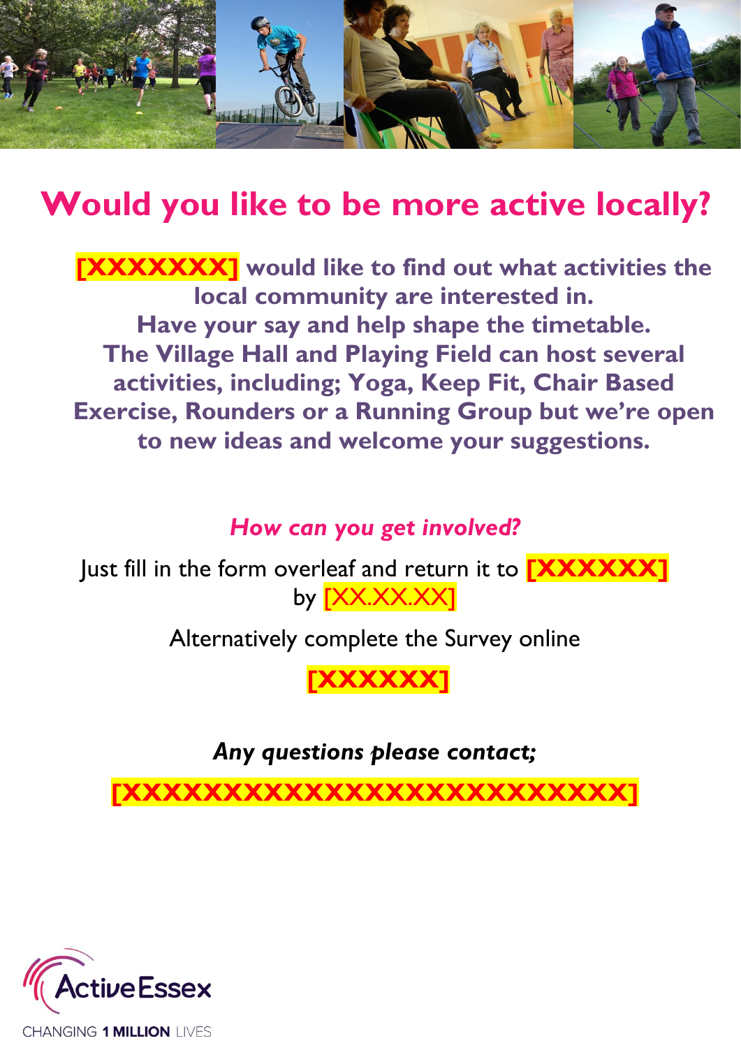# Would you like to be more active locally?

**[XXXXXXX] would like to find out what activities the local community are interested in.**
**Have your say and help shape the timetable.**
**The Village Hall and Playing Field can host several activities, including; Yoga, Keep Fit, Chair Based Exercise, Rounders or a Running Group but we're open to new ideas and welcome your suggestions.**

## *How can you get involved?*

Just fill in the form overleaf and return it to **[XXXXXX]** by [XX.XX.XX]

Alternatively complete the Survey online

**[XXXXXX]**

***Any questions please contact;***

**[XXXXXXXXXXXXXXXXXXXXXXXXXX]**

ActiveEssex

CHANGING **1 MILLION** LIVES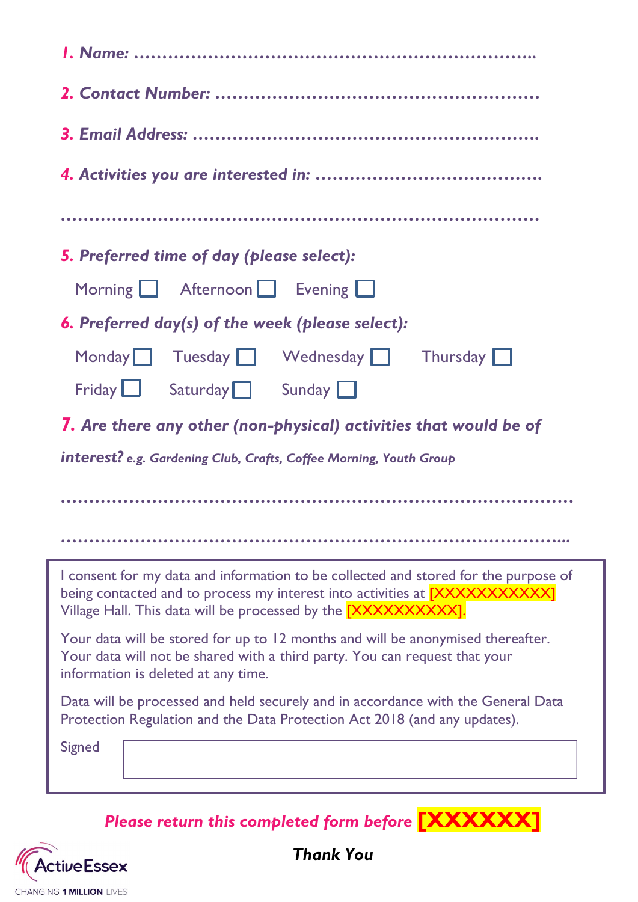1. ***Name:*** **……………………………………………………………..**

2. ***Contact Number:*** **……………………………………………………**

3. ***Email Address:*** **……………………………………………………….**

4. ***Activities you are interested in:*** **………………………………….**

**…………………………………………………………………………….**

5. ***Preferred time of day (please select):***

Morning ☐ Afternoon ☐ Evening ☐

6. ***Preferred day(s) of the week (please select):***

Monday ☐ Tuesday ☐ Wednesday ☐ Thursday ☐

Friday ☐ Saturday ☐ Sunday ☐

7. ***Are there any other (non-physical) activities that would be of interest?*** ***e.g. Gardening Club, Crafts, Coffee Morning, Youth Group***

**…………………………………………………………………………………**

**………………………………………………………………………………...**

I consent for my data and information to be collected and stored for the purpose of being contacted and to process my interest into activities at [XXXXXXXXXXX] Village Hall. This data will be processed by the [XXXXXXXXXX].

Your data will be stored for up to 12 months and will be anonymised thereafter. Your data will not be shared with a third party. You can request that your information is deleted at any time.

Data will be processed and held securely and in accordance with the General Data Protection Regulation and the Data Protection Act 2018 (and any updates).

Signed

***Please return this completed form before*** **[XXXXXX]**

***Thank You***

ActiveEssex

CHANGING **1 MILLION** LIVES